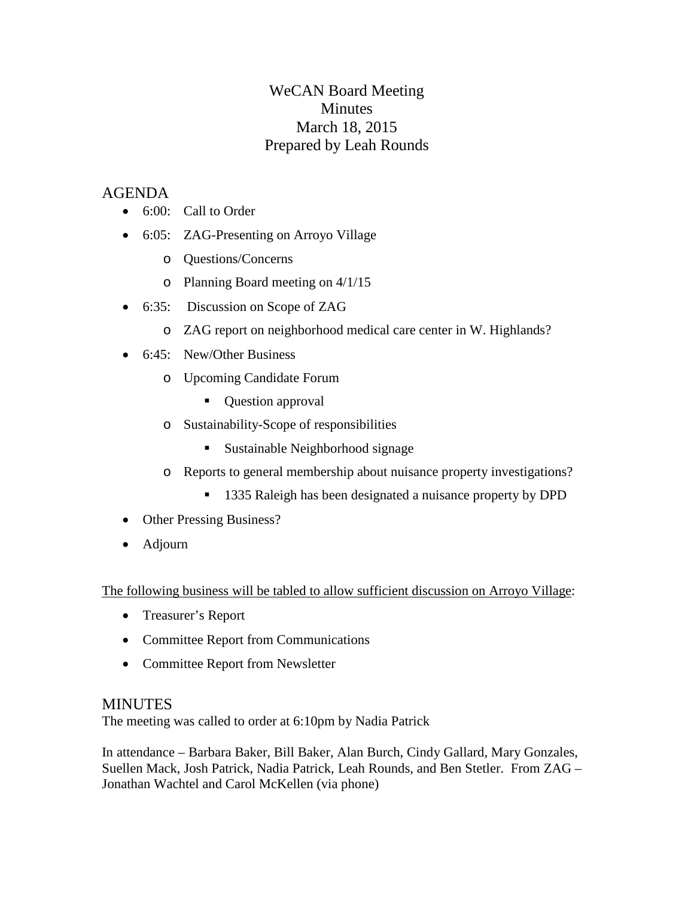# WeCAN Board Meeting
## Minutes
## March 18, 2015
## Prepared by Leah Rounds

## AGENDA

- 6:00: Call to Order
- 6:05: ZAG-Presenting on Arroyo Village
  - Questions/Concerns
  - Planning Board meeting on 4/1/15
- 6:35: Discussion on Scope of ZAG
  - ZAG report on neighborhood medical care center in W. Highlands?
- 6:45: New/Other Business
  - Upcoming Candidate Forum
    - Question approval
  - Sustainability-Scope of responsibilities
    - Sustainable Neighborhood signage
  - Reports to general membership about nuisance property investigations?
    - 1335 Raleigh has been designated a nuisance property by DPD
- Other Pressing Business?
- Adjourn

<u>The following business will be tabled to allow sufficient discussion on Arroyo Village</u>:

- Treasurer's Report
- Committee Report from Communications
- Committee Report from Newsletter

## MINUTES

The meeting was called to order at 6:10pm by Nadia Patrick

In attendance – Barbara Baker, Bill Baker, Alan Burch, Cindy Gallard, Mary Gonzales, Suellen Mack, Josh Patrick, Nadia Patrick, Leah Rounds, and Ben Stetler. From ZAG – Jonathan Wachtel and Carol McKellen (via phone)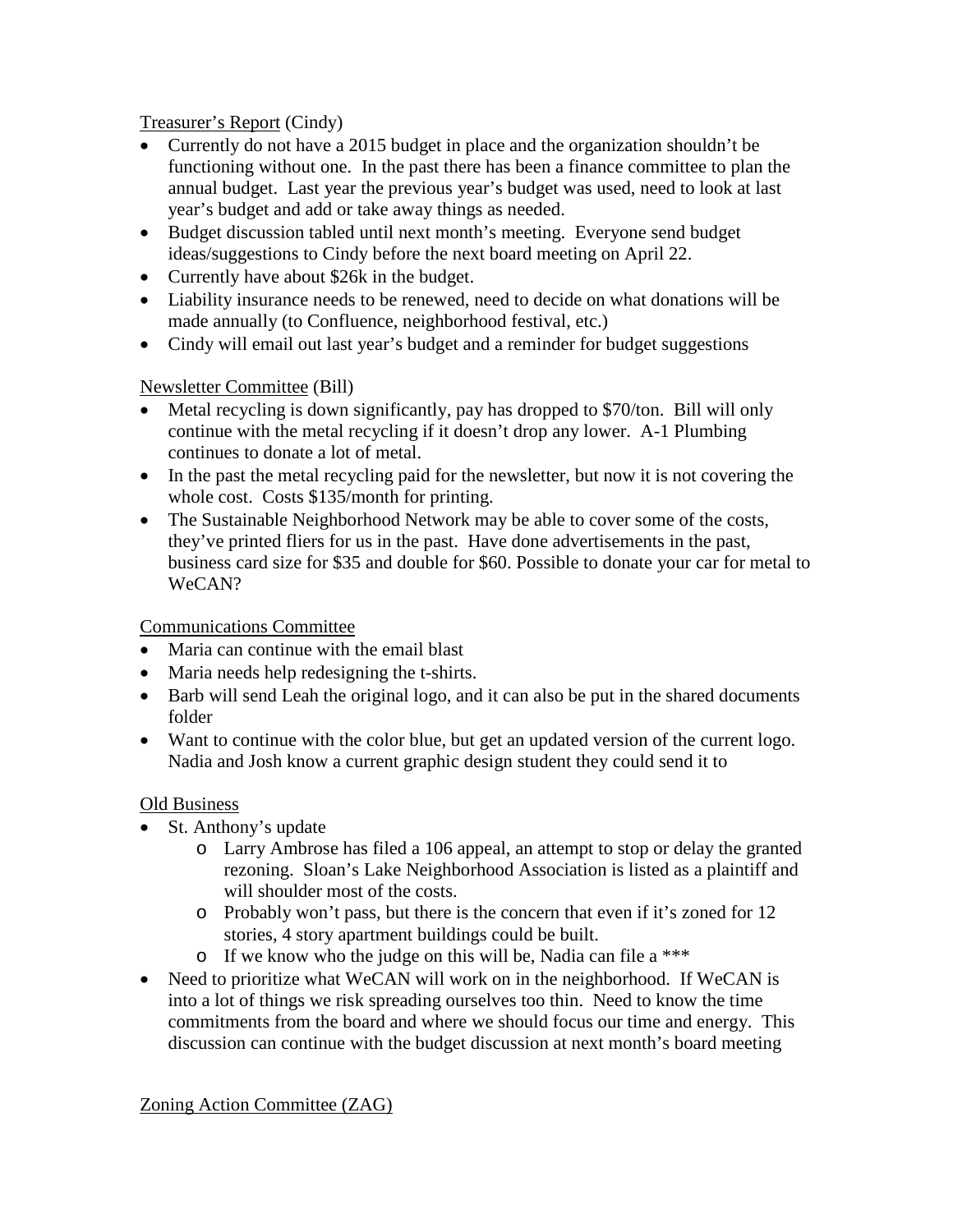Treasurer's Report (Cindy)

- Currently do not have a 2015 budget in place and the organization shouldn't be functioning without one. In the past there has been a finance committee to plan the annual budget. Last year the previous year's budget was used, need to look at last year's budget and add or take away things as needed.
- Budget discussion tabled until next month's meeting. Everyone send budget ideas/suggestions to Cindy before the next board meeting on April 22.
- Currently have about $26k in the budget.
- Liability insurance needs to be renewed, need to decide on what donations will be made annually (to Confluence, neighborhood festival, etc.)
- Cindy will email out last year's budget and a reminder for budget suggestions

Newsletter Committee (Bill)

- Metal recycling is down significantly, pay has dropped to $70/ton. Bill will only continue with the metal recycling if it doesn't drop any lower. A-1 Plumbing continues to donate a lot of metal.
- In the past the metal recycling paid for the newsletter, but now it is not covering the whole cost. Costs $135/month for printing.
- The Sustainable Neighborhood Network may be able to cover some of the costs, they've printed fliers for us in the past. Have done advertisements in the past, business card size for $35 and double for $60. Possible to donate your car for metal to WeCAN?

Communications Committee

- Maria can continue with the email blast
- Maria needs help redesigning the t-shirts.
- Barb will send Leah the original logo, and it can also be put in the shared documents folder
- Want to continue with the color blue, but get an updated version of the current logo. Nadia and Josh know a current graphic design student they could send it to

Old Business

- St. Anthony's update
  - Larry Ambrose has filed a 106 appeal, an attempt to stop or delay the granted rezoning. Sloan's Lake Neighborhood Association is listed as a plaintiff and will shoulder most of the costs.
  - Probably won't pass, but there is the concern that even if it's zoned for 12 stories, 4 story apartment buildings could be built.
  - If we know who the judge on this will be, Nadia can file a ***
- Need to prioritize what WeCAN will work on in the neighborhood. If WeCAN is into a lot of things we risk spreading ourselves too thin. Need to know the time commitments from the board and where we should focus our time and energy. This discussion can continue with the budget discussion at next month's board meeting

Zoning Action Committee (ZAG)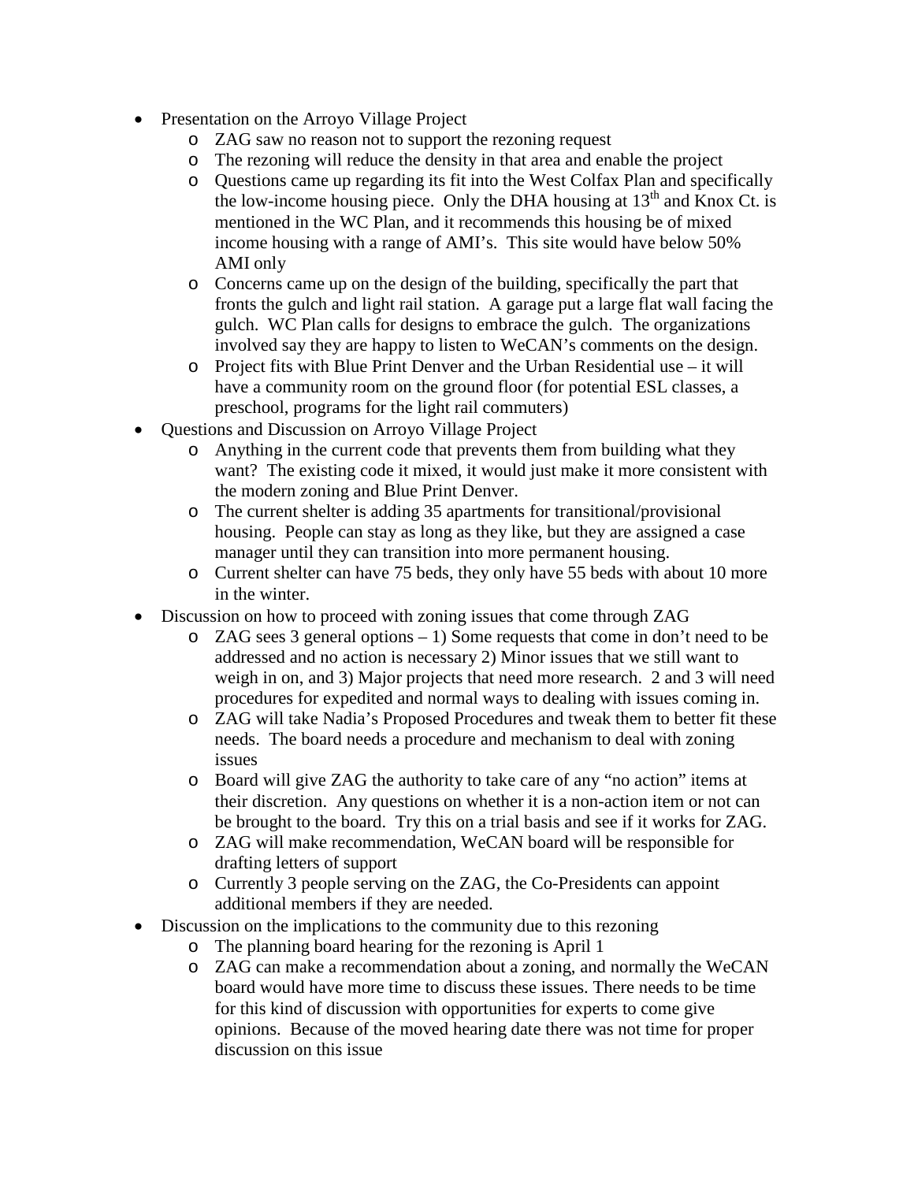- Presentation on the Arroyo Village Project
  - ZAG saw no reason not to support the rezoning request
  - The rezoning will reduce the density in that area and enable the project
  - Questions came up regarding its fit into the West Colfax Plan and specifically the low-income housing piece. Only the DHA housing at 13th and Knox Ct. is mentioned in the WC Plan, and it recommends this housing be of mixed income housing with a range of AMI's. This site would have below 50% AMI only
  - Concerns came up on the design of the building, specifically the part that fronts the gulch and light rail station. A garage put a large flat wall facing the gulch. WC Plan calls for designs to embrace the gulch. The organizations involved say they are happy to listen to WeCAN's comments on the design.
  - Project fits with Blue Print Denver and the Urban Residential use – it will have a community room on the ground floor (for potential ESL classes, a preschool, programs for the light rail commuters)
- Questions and Discussion on Arroyo Village Project
  - Anything in the current code that prevents them from building what they want? The existing code it mixed, it would just make it more consistent with the modern zoning and Blue Print Denver.
  - The current shelter is adding 35 apartments for transitional/provisional housing. People can stay as long as they like, but they are assigned a case manager until they can transition into more permanent housing.
  - Current shelter can have 75 beds, they only have 55 beds with about 10 more in the winter.
- Discussion on how to proceed with zoning issues that come through ZAG
  - ZAG sees 3 general options – 1) Some requests that come in don't need to be addressed and no action is necessary 2) Minor issues that we still want to weigh in on, and 3) Major projects that need more research. 2 and 3 will need procedures for expedited and normal ways to dealing with issues coming in.
  - ZAG will take Nadia's Proposed Procedures and tweak them to better fit these needs. The board needs a procedure and mechanism to deal with zoning issues
  - Board will give ZAG the authority to take care of any "no action" items at their discretion. Any questions on whether it is a non-action item or not can be brought to the board. Try this on a trial basis and see if it works for ZAG.
  - ZAG will make recommendation, WeCAN board will be responsible for drafting letters of support
  - Currently 3 people serving on the ZAG, the Co-Presidents can appoint additional members if they are needed.
- Discussion on the implications to the community due to this rezoning
  - The planning board hearing for the rezoning is April 1
  - ZAG can make a recommendation about a zoning, and normally the WeCAN board would have more time to discuss these issues. There needs to be time for this kind of discussion with opportunities for experts to come give opinions. Because of the moved hearing date there was not time for proper discussion on this issue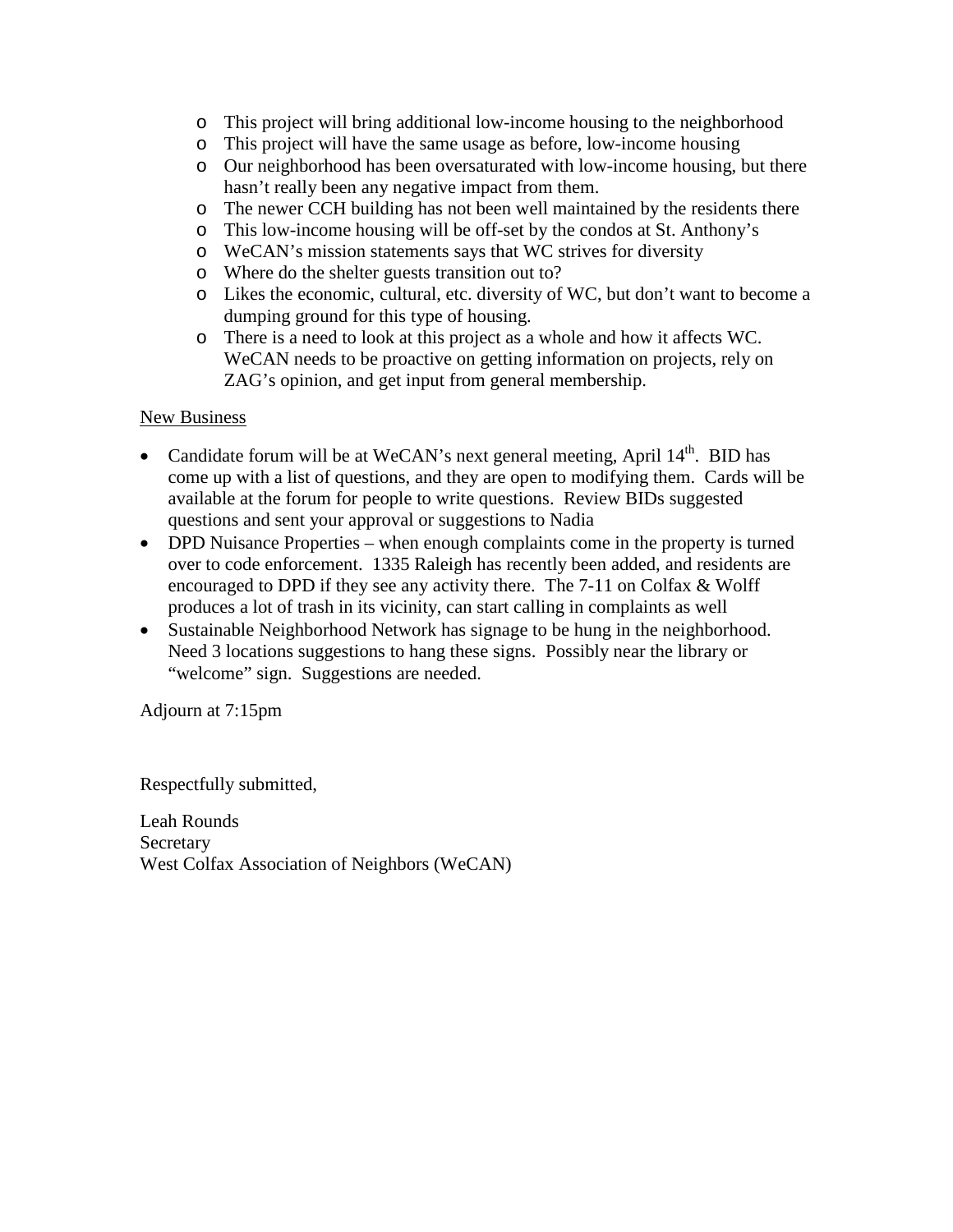- This project will bring additional low-income housing to the neighborhood
  - This project will have the same usage as before, low-income housing
  - Our neighborhood has been oversaturated with low-income housing, but there hasn't really been any negative impact from them.
  - The newer CCH building has not been well maintained by the residents there
  - This low-income housing will be off-set by the condos at St. Anthony's
  - WeCAN's mission statements says that WC strives for diversity
  - Where do the shelter guests transition out to?
  - Likes the economic, cultural, etc. diversity of WC, but don't want to become a dumping ground for this type of housing.
  - There is a need to look at this project as a whole and how it affects WC. WeCAN needs to be proactive on getting information on projects, rely on ZAG's opinion, and get input from general membership.

<u>New Business</u>

- Candidate forum will be at WeCAN's next general meeting, April 14th. BID has come up with a list of questions, and they are open to modifying them. Cards will be available at the forum for people to write questions. Review BIDs suggested questions and sent your approval or suggestions to Nadia
- DPD Nuisance Properties – when enough complaints come in the property is turned over to code enforcement. 1335 Raleigh has recently been added, and residents are encouraged to DPD if they see any activity there. The 7-11 on Colfax & Wolff produces a lot of trash in its vicinity, can start calling in complaints as well
- Sustainable Neighborhood Network has signage to be hung in the neighborhood. Need 3 locations suggestions to hang these signs. Possibly near the library or "welcome" sign. Suggestions are needed.

Adjourn at 7:15pm

Respectfully submitted,

Leah Rounds
Secretary
West Colfax Association of Neighbors (WeCAN)